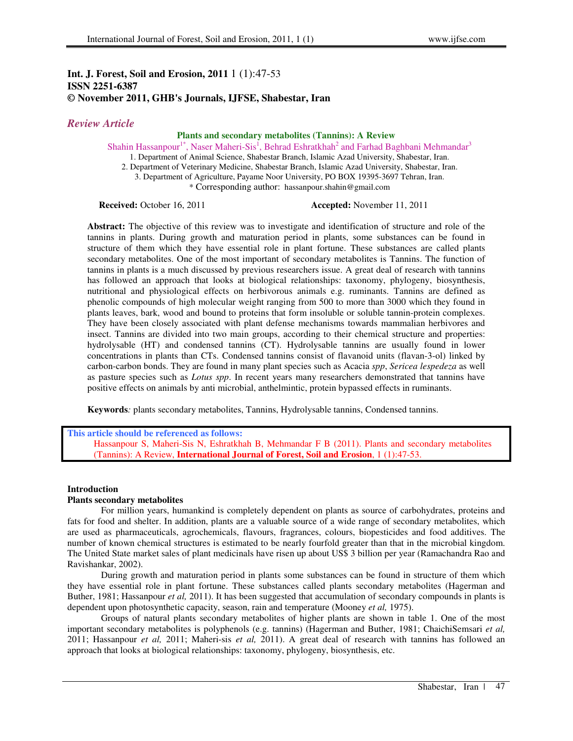**Int. J. Forest, Soil and Erosion, 2011** 1 (1):47-53
**ISSN 2251-6387**
**© November 2011, GHB's Journals, IJFSE, Shabestar, Iran**

*Review Article*

# Plants and secondary metabolites (Tannins): A Review

Shahin Hassanpour[1*], Naser Maheri-Sis[1], Behrad Eshratkhah[2] and Farhad Baghbani Mehmandar[3]

1. Department of Animal Science, Shabestar Branch, Islamic Azad University, Shabestar, Iran.
2. Department of Veterinary Medicine, Shabestar Branch, Islamic Azad University, Shabestar, Iran.
3. Department of Agriculture, Payame Noor University, PO BOX 19395-3697 Tehran, Iran.

\* Corresponding author: hassanpour.shahin@gmail.com

**Received:** October 16, 2011 **Accepted:** November 11, 2011

**Abstract:** The objective of this review was to investigate and identification of structure and role of the tannins in plants. During growth and maturation period in plants, some substances can be found in structure of them which they have essential role in plant fortune. These substances are called plants secondary metabolites. One of the most important of secondary metabolites is Tannins. The function of tannins in plants is a much discussed by previous researchers issue. A great deal of research with tannins has followed an approach that looks at biological relationships: taxonomy, phylogeny, biosynthesis, nutritional and physiological effects on herbivorous animals e.g. ruminants. Tannins are defined as phenolic compounds of high molecular weight ranging from 500 to more than 3000 which they found in plants leaves, bark, wood and bound to proteins that form insoluble or soluble tannin-protein complexes. They have been closely associated with plant defense mechanisms towards mammalian herbivores and insect. Tannins are divided into two main groups, according to their chemical structure and properties: hydrolysable (HT) and condensed tannins (CT). Hydrolysable tannins are usually found in lower concentrations in plants than CTs. Condensed tannins consist of flavanoid units (flavan-3-ol) linked by carbon-carbon bonds. They are found in many plant species such as Acacia *spp*, *Sericea lespedeza* as well as pasture species such as *Lotus spp*. In recent years many researchers demonstrated that tannins have positive effects on animals by anti microbial, anthelmintic, protein bypassed effects in ruminants.

**Keywords***:* plants secondary metabolites, Tannins, Hydrolysable tannins, Condensed tannins.

**This article should be referenced as follows:**
Hassanpour S, Maheri-Sis N, Eshratkhah B, Mehmandar F B (2011). Plants and secondary metabolites (Tannins): A Review, **International Journal of Forest, Soil and Erosion**, 1 (1):47-53.

## Introduction

### Plants secondary metabolites

For million years, humankind is completely dependent on plants as source of carbohydrates, proteins and fats for food and shelter. In addition, plants are a valuable source of a wide range of secondary metabolites, which are used as pharmaceuticals, agrochemicals, flavours, fragrances, colours, biopesticides and food additives. The number of known chemical structures is estimated to be nearly fourfold greater than that in the microbial kingdom. The United State market sales of plant medicinals have risen up about US$ 3 billion per year (Ramachandra Rao and Ravishankar, 2002).

During growth and maturation period in plants some substances can be found in structure of them which they have essential role in plant fortune. These substances called plants secondary metabolites (Hagerman and Buther, 1981; Hassanpour *et al,* 2011). It has been suggested that accumulation of secondary compounds in plants is dependent upon photosynthetic capacity, season, rain and temperature (Mooney *et al,* 1975).

Groups of natural plants secondary metabolites of higher plants are shown in table 1. One of the most important secondary metabolites is polyphenols (e.g. tannins) (Hagerman and Buther, 1981; ChaichiSemsari *et al,* 2011; Hassanpour *et al,* 2011; Maheri-sis *et al,* 2011). A great deal of research with tannins has followed an approach that looks at biological relationships: taxonomy, phylogeny, biosynthesis, etc.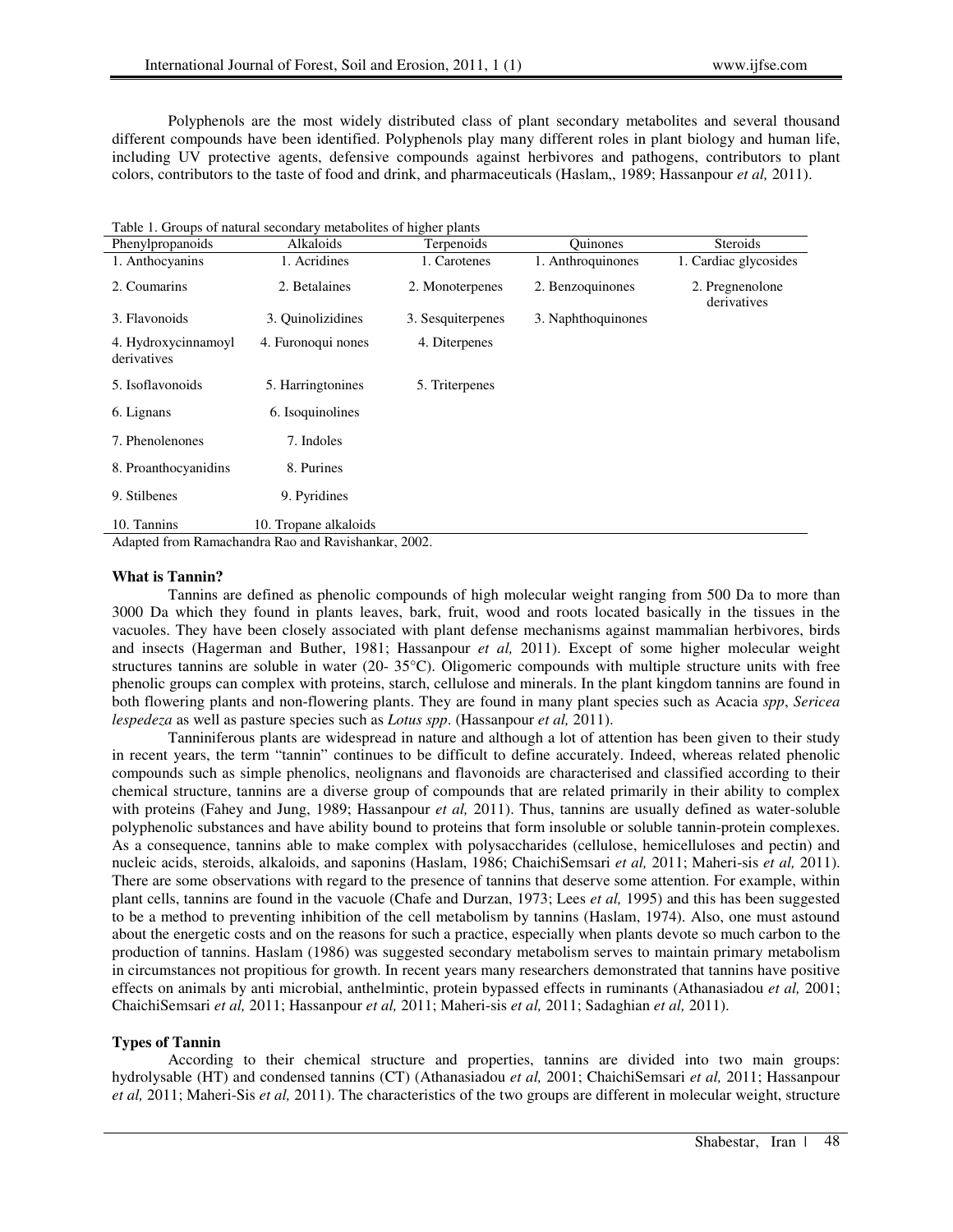Polyphenols are the most widely distributed class of plant secondary metabolites and several thousand different compounds have been identified. Polyphenols play many different roles in plant biology and human life, including UV protective agents, defensive compounds against herbivores and pathogens, contributors to plant colors, contributors to the taste of food and drink, and pharmaceuticals (Haslam,, 1989; Hassanpour *et al,* 2011).

Table 1. Groups of natural secondary metabolites of higher plants

| Phenylpropanoids | Alkaloids | Terpenoids | Quinones | Steroids |
|---|---|---|---|---|
| 1. Anthocyanins | 1. Acridines | 1. Carotenes | 1. Anthroquinones | 1. Cardiac glycosides |
| 2. Coumarins | 2. Betalaines | 2. Monoterpenes | 2. Benzoquinones | 2. Pregnenolone derivatives |
| 3. Flavonoids | 3. Quinolizidines | 3. Sesquiterpenes | 3. Naphthoquinones | |
| 4. Hydroxycinnamoyl derivatives | 4. Furonoqui nones | 4. Diterpenes | | |
| 5. Isoflavonoids | 5. Harringtonines | 5. Triterpenes | | |
| 6. Lignans | 6. Isoquinolines | | | |
| 7. Phenolenones | 7. Indoles | | | |
| 8. Proanthocyanidins | 8. Purines | | | |
| 9. Stilbenes | 9. Pyridines | | | |
| 10. Tannins | 10. Tropane alkaloids | | | |

Adapted from Ramachandra Rao and Ravishankar, 2002.

**What is Tannin?**

Tannins are defined as phenolic compounds of high molecular weight ranging from 500 Da to more than 3000 Da which they found in plants leaves, bark, fruit, wood and roots located basically in the tissues in the vacuoles. They have been closely associated with plant defense mechanisms against mammalian herbivores, birds and insects (Hagerman and Buther, 1981; Hassanpour *et al,* 2011). Except of some higher molecular weight structures tannins are soluble in water (20- 35°C). Oligomeric compounds with multiple structure units with free phenolic groups can complex with proteins, starch, cellulose and minerals. In the plant kingdom tannins are found in both flowering plants and non-flowering plants. They are found in many plant species such as Acacia *spp*, *Sericea lespedeza* as well as pasture species such as *Lotus spp*. (Hassanpour *et al,* 2011).

Tanniniferous plants are widespread in nature and although a lot of attention has been given to their study in recent years, the term "tannin" continues to be difficult to define accurately. Indeed, whereas related phenolic compounds such as simple phenolics, neolignans and flavonoids are characterised and classified according to their chemical structure, tannins are a diverse group of compounds that are related primarily in their ability to complex with proteins (Fahey and Jung, 1989; Hassanpour *et al,* 2011). Thus, tannins are usually defined as water-soluble polyphenolic substances and have ability bound to proteins that form insoluble or soluble tannin-protein complexes. As a consequence, tannins able to make complex with polysaccharides (cellulose, hemicelluloses and pectin) and nucleic acids, steroids, alkaloids, and saponins (Haslam, 1986; ChaichiSemsari *et al,* 2011; Maheri-sis *et al,* 2011). There are some observations with regard to the presence of tannins that deserve some attention. For example, within plant cells, tannins are found in the vacuole (Chafe and Durzan, 1973; Lees *et al,* 1995) and this has been suggested to be a method to preventing inhibition of the cell metabolism by tannins (Haslam, 1974). Also, one must astound about the energetic costs and on the reasons for such a practice, especially when plants devote so much carbon to the production of tannins. Haslam (1986) was suggested secondary metabolism serves to maintain primary metabolism in circumstances not propitious for growth. In recent years many researchers demonstrated that tannins have positive effects on animals by anti microbial, anthelmintic, protein bypassed effects in ruminants (Athanasiadou *et al,* 2001; ChaichiSemsari *et al,* 2011; Hassanpour *et al,* 2011; Maheri-sis *et al,* 2011; Sadaghian *et al,* 2011).

**Types of Tannin**

According to their chemical structure and properties, tannins are divided into two main groups: hydrolysable (HT) and condensed tannins (CT) (Athanasiadou *et al,* 2001; ChaichiSemsari *et al,* 2011; Hassanpour *et al,* 2011; Maheri-Sis *et al,* 2011). The characteristics of the two groups are different in molecular weight, structure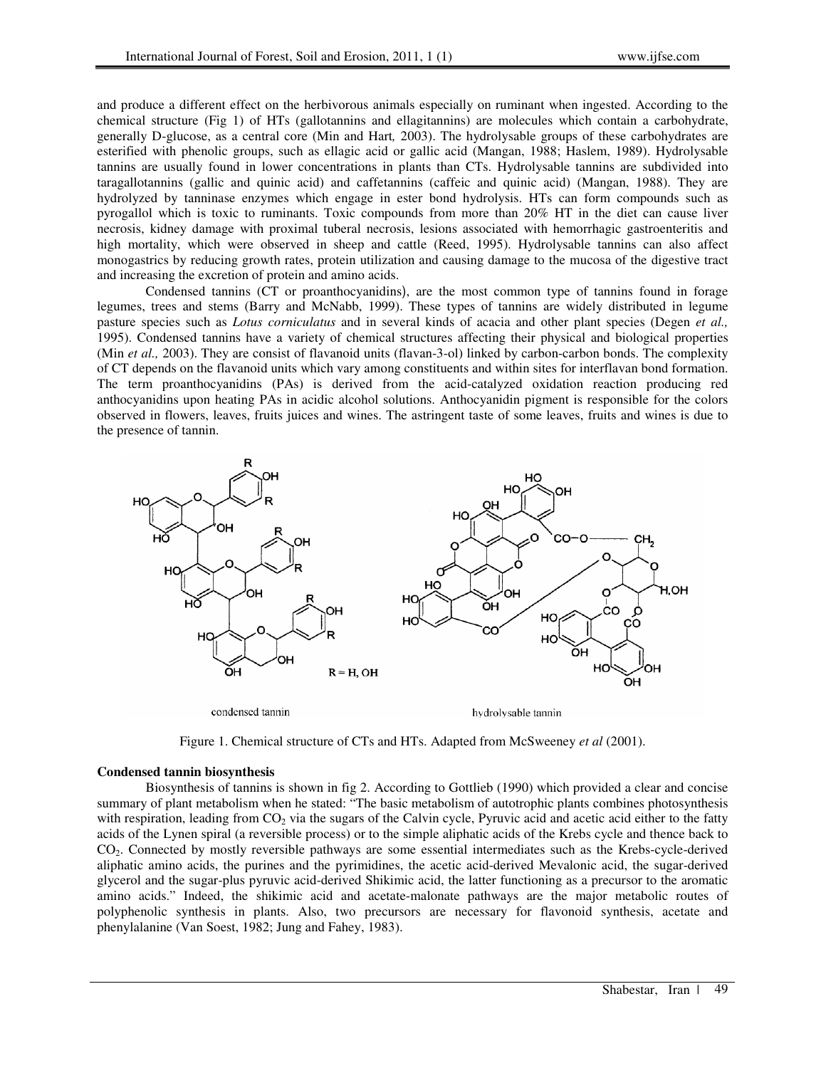and produce a different effect on the herbivorous animals especially on ruminant when ingested. According to the chemical structure (Fig 1) of HTs (gallotannins and ellagitannins) are molecules which contain a carbohydrate, generally D-glucose, as a central core (Min and Hart*,* 2003). The hydrolysable groups of these carbohydrates are esterified with phenolic groups, such as ellagic acid or gallic acid (Mangan, 1988; Haslem, 1989). Hydrolysable tannins are usually found in lower concentrations in plants than CTs. Hydrolysable tannins are subdivided into taragallotannins (gallic and quinic acid) and caffetannins (caffeic and quinic acid) (Mangan, 1988). They are hydrolyzed by tanninase enzymes which engage in ester bond hydrolysis. HTs can form compounds such as pyrogallol which is toxic to ruminants. Toxic compounds from more than 20% HT in the diet can cause liver necrosis, kidney damage with proximal tuberal necrosis, lesions associated with hemorrhagic gastroenteritis and high mortality, which were observed in sheep and cattle (Reed, 1995). Hydrolysable tannins can also affect monogastrics by reducing growth rates, protein utilization and causing damage to the mucosa of the digestive tract and increasing the excretion of protein and amino acids.

Condensed tannins (CT or proanthocyanidins), are the most common type of tannins found in forage legumes, trees and stems (Barry and McNabb, 1999). These types of tannins are widely distributed in legume pasture species such as *Lotus corniculatus* and in several kinds of acacia and other plant species (Degen *et al.,* 1995). Condensed tannins have a variety of chemical structures affecting their physical and biological properties (Min *et al.,* 2003). They are consist of flavanoid units (flavan-3-ol) linked by carbon-carbon bonds. The complexity of CT depends on the flavanoid units which vary among constituents and within sites for interflavan bond formation. The term proanthocyanidins (PAs) is derived from the acid-catalyzed oxidation reaction producing red anthocyanidins upon heating PAs in acidic alcohol solutions. Anthocyanidin pigment is responsible for the colors observed in flowers, leaves, fruits juices and wines. The astringent taste of some leaves, fruits and wines is due to the presence of tannin.

condensed tannin          hydrolysable tannin

Figure 1. Chemical structure of CTs and HTs. Adapted from McSweeney *et al* (2001).

**Condensed tannin biosynthesis**

Biosynthesis of tannins is shown in fig 2. According to Gottlieb (1990) which provided a clear and concise summary of plant metabolism when he stated: "The basic metabolism of autotrophic plants combines photosynthesis with respiration, leading from $CO_2$ via the sugars of the Calvin cycle, Pyruvic acid and acetic acid either to the fatty acids of the Lynen spiral (a reversible process) or to the simple aliphatic acids of the Krebs cycle and thence back to $CO_2$. Connected by mostly reversible pathways are some essential intermediates such as the Krebs-cycle-derived aliphatic amino acids, the purines and the pyrimidines, the acetic acid-derived Mevalonic acid, the sugar-derived glycerol and the sugar-plus pyruvic acid-derived Shikimic acid, the latter functioning as a precursor to the aromatic amino acids." Indeed, the shikimic acid and acetate-malonate pathways are the major metabolic routes of polyphenolic synthesis in plants. Also, two precursors are necessary for flavonoid synthesis, acetate and phenylalanine (Van Soest, 1982; Jung and Fahey, 1983).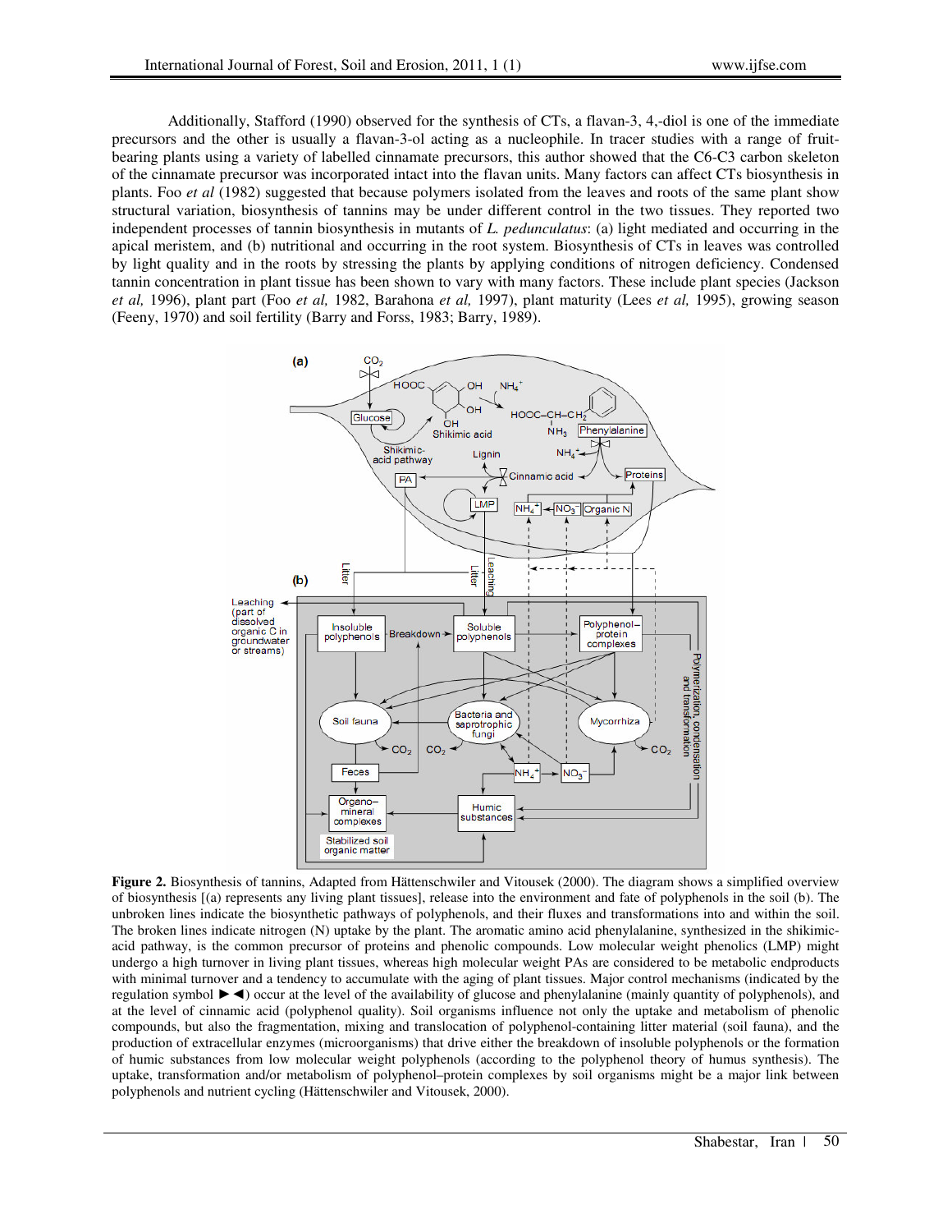Additionally, Stafford (1990) observed for the synthesis of CTs, a flavan-3, 4,-diol is one of the immediate precursors and the other is usually a flavan-3-ol acting as a nucleophile. In tracer studies with a range of fruit-bearing plants using a variety of labelled cinnamate precursors, this author showed that the C6-C3 carbon skeleton of the cinnamate precursor was incorporated intact into the flavan units. Many factors can affect CTs biosynthesis in plants. Foo *et al* (1982) suggested that because polymers isolated from the leaves and roots of the same plant show structural variation, biosynthesis of tannins may be under different control in the two tissues. They reported two independent processes of tannin biosynthesis in mutants of *L. pedunculatus*: (a) light mediated and occurring in the apical meristem, and (b) nutritional and occurring in the root system. Biosynthesis of CTs in leaves was controlled by light quality and in the roots by stressing the plants by applying conditions of nitrogen deficiency. Condensed tannin concentration in plant tissue has been shown to vary with many factors. These include plant species (Jackson *et al,* 1996), plant part (Foo *et al,* 1982, Barahona *et al,* 1997), plant maturity (Lees *et al,* 1995), growing season (Feeny, 1970) and soil fertility (Barry and Forss, 1983; Barry, 1989).

**Figure 2.** Biosynthesis of tannins, Adapted from Hättenschwiler and Vitousek (2000). The diagram shows a simplified overview of biosynthesis [(a) represents any living plant tissues], release into the environment and fate of polyphenols in the soil (b). The unbroken lines indicate the biosynthetic pathways of polyphenols, and their fluxes and transformations into and within the soil. The broken lines indicate nitrogen (N) uptake by the plant. The aromatic amino acid phenylalanine, synthesized in the shikimic-acid pathway, is the common precursor of proteins and phenolic compounds. Low molecular weight phenolics (LMP) might undergo a high turnover in living plant tissues, whereas high molecular weight PAs are considered to be metabolic endproducts with minimal turnover and a tendency to accumulate with the aging of plant tissues. Major control mechanisms (indicated by the regulation symbol ►◄) occur at the level of the availability of glucose and phenylalanine (mainly quantity of polyphenols), and at the level of cinnamic acid (polyphenol quality). Soil organisms influence not only the uptake and metabolism of phenolic compounds, but also the fragmentation, mixing and translocation of polyphenol-containing litter material (soil fauna), and the production of extracellular enzymes (microorganisms) that drive either the breakdown of insoluble polyphenols or the formation of humic substances from low molecular weight polyphenols (according to the polyphenol theory of humus synthesis). The uptake, transformation and/or metabolism of polyphenol–protein complexes by soil organisms might be a major link between polyphenols and nutrient cycling (Hättenschwiler and Vitousek, 2000).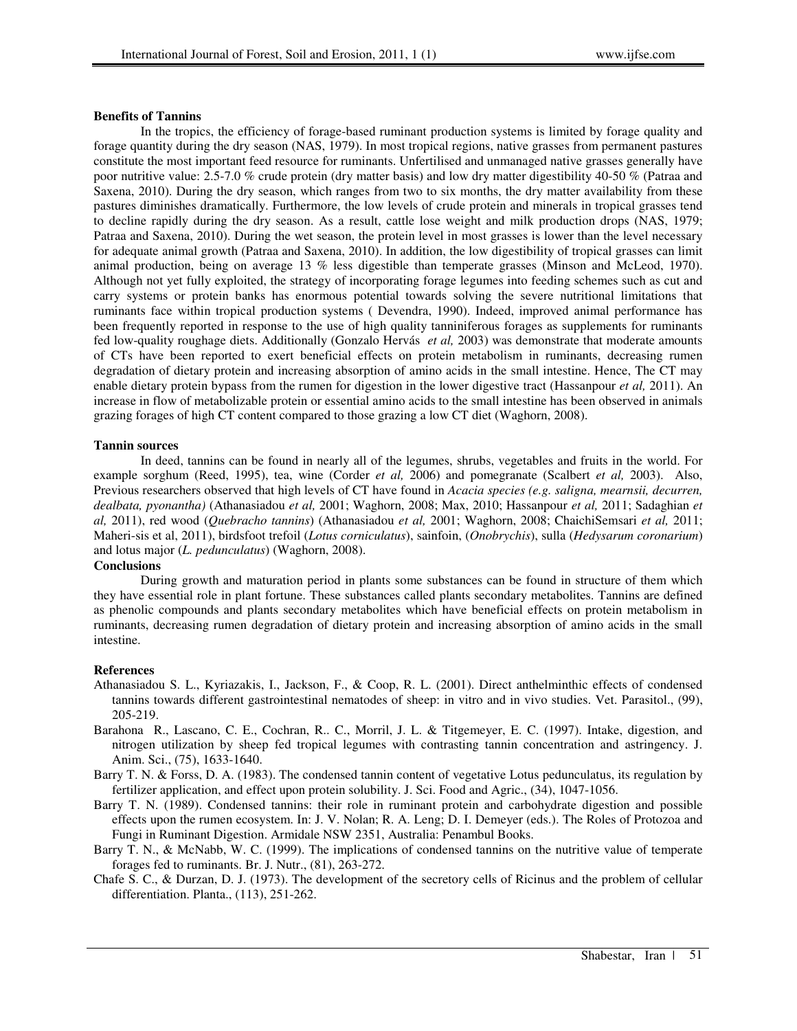**Benefits of Tannins**

In the tropics, the efficiency of forage-based ruminant production systems is limited by forage quality and forage quantity during the dry season (NAS, 1979). In most tropical regions, native grasses from permanent pastures constitute the most important feed resource for ruminants. Unfertilised and unmanaged native grasses generally have poor nutritive value: 2.5-7.0 % crude protein (dry matter basis) and low dry matter digestibility 40-50 % (Patraa and Saxena, 2010). During the dry season, which ranges from two to six months, the dry matter availability from these pastures diminishes dramatically. Furthermore, the low levels of crude protein and minerals in tropical grasses tend to decline rapidly during the dry season. As a result, cattle lose weight and milk production drops (NAS, 1979; Patraa and Saxena, 2010). During the wet season, the protein level in most grasses is lower than the level necessary for adequate animal growth (Patraa and Saxena, 2010). In addition, the low digestibility of tropical grasses can limit animal production, being on average 13 % less digestible than temperate grasses (Minson and McLeod, 1970). Although not yet fully exploited, the strategy of incorporating forage legumes into feeding schemes such as cut and carry systems or protein banks has enormous potential towards solving the severe nutritional limitations that ruminants face within tropical production systems ( Devendra, 1990). Indeed, improved animal performance has been frequently reported in response to the use of high quality tanniniferous forages as supplements for ruminants fed low-quality roughage diets. Additionally (Gonzalo Hervás *et al,* 2003) was demonstrate that moderate amounts of CTs have been reported to exert beneficial effects on protein metabolism in ruminants, decreasing rumen degradation of dietary protein and increasing absorption of amino acids in the small intestine. Hence, The CT may enable dietary protein bypass from the rumen for digestion in the lower digestive tract (Hassanpour *et al,* 2011). An increase in flow of metabolizable protein or essential amino acids to the small intestine has been observed in animals grazing forages of high CT content compared to those grazing a low CT diet (Waghorn, 2008).

**Tannin sources**

In deed, tannins can be found in nearly all of the legumes, shrubs, vegetables and fruits in the world. For example sorghum (Reed, 1995), tea, wine (Corder *et al,* 2006) and pomegranate (Scalbert *et al,* 2003). Also, Previous researchers observed that high levels of CT have found in *Acacia species (e.g. saligna, mearnsii, decurren, dealbata, pyonantha)* (Athanasiadou *et al,* 2001; Waghorn, 2008; Max, 2010; Hassanpour *et al,* 2011; Sadaghian *et al,* 2011), red wood (*Quebracho tannins*) (Athanasiadou *et al,* 2001; Waghorn, 2008; ChaichiSemsari *et al,* 2011; Maheri-sis et al, 2011), birdsfoot trefoil (*Lotus corniculatus*), sainfoin, (*Onobrychis*), sulla (*Hedysarum coronarium*) and lotus major (*L. pedunculatus*) (Waghorn, 2008).

**Conclusions**

During growth and maturation period in plants some substances can be found in structure of them which they have essential role in plant fortune. These substances called plants secondary metabolites. Tannins are defined as phenolic compounds and plants secondary metabolites which have beneficial effects on protein metabolism in ruminants, decreasing rumen degradation of dietary protein and increasing absorption of amino acids in the small intestine.

**References**

Athanasiadou S. L., Kyriazakis, I., Jackson, F., & Coop, R. L. (2001). Direct anthelminthic effects of condensed tannins towards different gastrointestinal nematodes of sheep: in vitro and in vivo studies. Vet. Parasitol., (99), 205-219.

Barahona R., Lascano, C. E., Cochran, R.. C., Morril, J. L. & Titgemeyer, E. C. (1997). Intake, digestion, and nitrogen utilization by sheep fed tropical legumes with contrasting tannin concentration and astringency. J. Anim. Sci., (75), 1633-1640.

Barry T. N. & Forss, D. A. (1983). The condensed tannin content of vegetative Lotus pedunculatus, its regulation by fertilizer application, and effect upon protein solubility. J. Sci. Food and Agric., (34), 1047-1056.

Barry T. N. (1989). Condensed tannins: their role in ruminant protein and carbohydrate digestion and possible effects upon the rumen ecosystem. In: J. V. Nolan; R. A. Leng; D. I. Demeyer (eds.). The Roles of Protozoa and Fungi in Ruminant Digestion. Armidale NSW 2351, Australia: Penambul Books.

Barry T. N., & McNabb, W. C. (1999). The implications of condensed tannins on the nutritive value of temperate forages fed to ruminants. Br. J. Nutr., (81), 263-272.

Chafe S. C., & Durzan, D. J. (1973). The development of the secretory cells of Ricinus and the problem of cellular differentiation. Planta., (113), 251-262.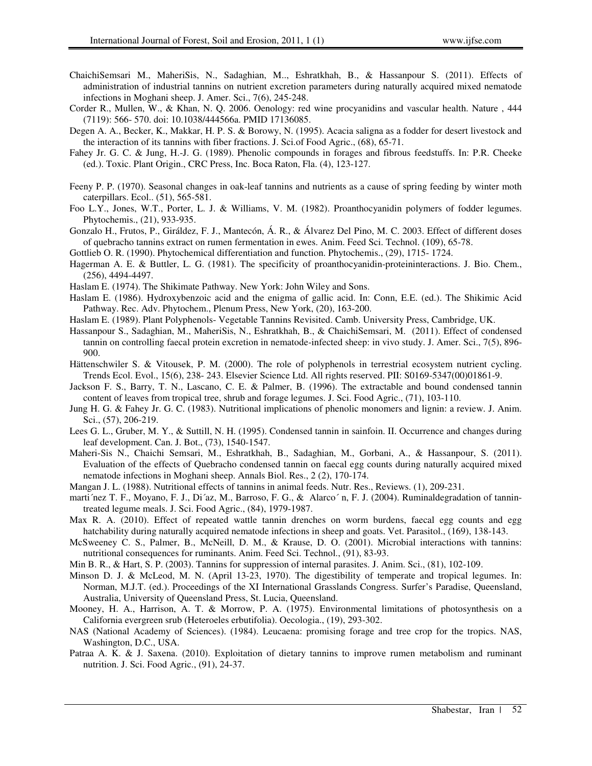ChaichiSemsari M., MaheriSis, N., Sadaghian, M.., Eshratkhah, B., & Hassanpour S. (2011). Effects of administration of industrial tannins on nutrient excretion parameters during naturally acquired mixed nematode infections in Moghani sheep. J. Amer. Sci., 7(6), 245-248.

Corder R., Mullen, W., & Khan, N. Q. 2006. Oenology: red wine procyanidins and vascular health. Nature , 444 (7119): 566- 570. doi: 10.1038/444566a. PMID 17136085.

Degen A. A., Becker, K., Makkar, H. P. S. & Borowy, N. (1995). Acacia saligna as a fodder for desert livestock and the interaction of its tannins with fiber fractions. J. Sci.of Food Agric., (68), 65-71.

Fahey Jr. G. C. & Jung, H.-J. G. (1989). Phenolic compounds in forages and fibrous feedstuffs. In: P.R. Cheeke (ed.). Toxic. Plant Origin., CRC Press, Inc. Boca Raton, Fla. (4), 123-127.

Feeny P. P. (1970). Seasonal changes in oak-leaf tannins and nutrients as a cause of spring feeding by winter moth caterpillars. Ecol.. (51), 565-581.

Foo L.Y., Jones, W.T., Porter, L. J. & Williams, V. M. (1982). Proanthocyanidin polymers of fodder legumes. Phytochemis., (21), 933-935.

Gonzalo H., Frutos, P., Giráldez, F. J., Mantecón, Á. R., & Álvarez Del Pino, M. C. 2003. Effect of different doses of quebracho tannins extract on rumen fermentation in ewes. Anim. Feed Sci. Technol. (109), 65-78.

Gottlieb O. R. (1990). Phytochemical differentiation and function. Phytochemis., (29), 1715- 1724.

Hagerman A. E. & Buttler, L. G. (1981). The specificity of proanthocyanidin-proteininteractions. J. Bio. Chem., (256), 4494-4497.

Haslam E. (1974). The Shikimate Pathway. New York: John Wiley and Sons.

Haslam E. (1986). Hydroxybenzoic acid and the enigma of gallic acid. In: Conn, E.E. (ed.). The Shikimic Acid Pathway. Rec. Adv. Phytochem., Plenum Press, New York, (20), 163-200.

Haslam E. (1989). Plant Polyphenols- Vegetable Tannins Revisited. Camb. University Press, Cambridge, UK.

Hassanpour S., Sadaghian, M., MaheriSis, N., Eshratkhah, B., & ChaichiSemsari, M. (2011). Effect of condensed tannin on controlling faecal protein excretion in nematode-infected sheep: in vivo study. J. Amer. Sci., 7(5), 896-900.

Hättenschwiler S. & Vitousek, P. M. (2000). The role of polyphenols in terrestrial ecosystem nutrient cycling. Trends Ecol. Evol., 15(6), 238- 243. Elsevier Science Ltd. All rights reserved. PII: S0169-5347(00)01861-9.

Jackson F. S., Barry, T. N., Lascano, C. E. & Palmer, B. (1996). The extractable and bound condensed tannin content of leaves from tropical tree, shrub and forage legumes. J. Sci. Food Agric., (71), 103-110.

Jung H. G. & Fahey Jr. G. C. (1983). Nutritional implications of phenolic monomers and lignin: a review. J. Anim. Sci., (57), 206-219.

Lees G. L., Gruber, M. Y., & Suttill, N. H. (1995). Condensed tannin in sainfoin. II. Occurrence and changes during leaf development. Can. J. Bot., (73), 1540-1547.

Maheri-Sis N., Chaichi Semsari, M., Eshratkhah, B., Sadaghian, M., Gorbani, A., & Hassanpour, S. (2011). Evaluation of the effects of Quebracho condensed tannin on faecal egg counts during naturally acquired mixed nematode infections in Moghani sheep. Annals Biol. Res., 2 (2), 170-174.

Mangan J. L. (1988). Nutritional effects of tannins in animal feeds. Nutr. Res., Reviews. (1), 209-231.

marti´nez T. F., Moyano, F. J., Di´az, M., Barroso, F. G., & Alarco´ n, F. J. (2004). Ruminaldegradation of tannin-treated legume meals. J. Sci. Food Agric., (84), 1979-1987.

Max R. A. (2010). Effect of repeated wattle tannin drenches on worm burdens, faecal egg counts and egg hatchability during naturally acquired nematode infections in sheep and goats. Vet. Parasitol., (169), 138-143.

McSweeney C. S., Palmer, B., McNeill, D. M., & Krause, D. O. (2001). Microbial interactions with tannins: nutritional consequences for ruminants. Anim. Feed Sci. Technol., (91), 83-93.

Min B. R., & Hart, S. P. (2003). Tannins for suppression of internal parasites. J. Anim. Sci., (81), 102-109.

Minson D. J. & McLeod, M. N. (April 13-23, 1970). The digestibility of temperate and tropical legumes. In: Norman, M.J.T. (ed.). Proceedings of the XI International Grasslands Congress. Surfer's Paradise, Queensland, Australia, University of Queensland Press, St. Lucia, Queensland.

Mooney, H. A., Harrison, A. T. & Morrow, P. A. (1975). Environmental limitations of photosynthesis on a California evergreen srub (Heteroeles erbutifolia). Oecologia., (19), 293-302.

NAS (National Academy of Sciences). (1984). Leucaena: promising forage and tree crop for the tropics. NAS, Washington, D.C., USA.

Patraa A. K. & J. Saxena. (2010). Exploitation of dietary tannins to improve rumen metabolism and ruminant nutrition. J. Sci. Food Agric., (91), 24-37.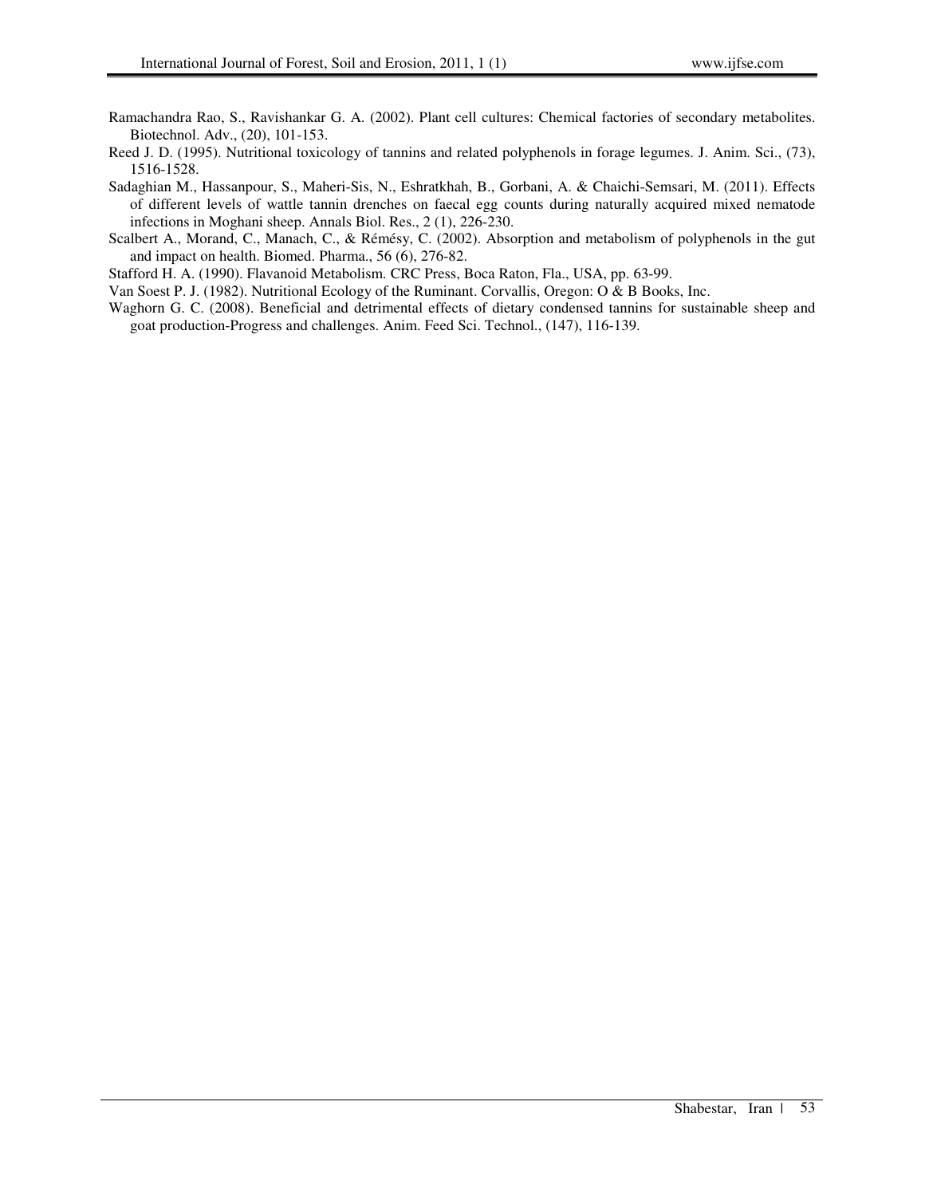Ramachandra Rao, S., Ravishankar G. A. (2002). Plant cell cultures: Chemical factories of secondary metabolites. Biotechnol. Adv., (20), 101-153.

Reed J. D. (1995). Nutritional toxicology of tannins and related polyphenols in forage legumes. J. Anim. Sci., (73), 1516-1528.

Sadaghian M., Hassanpour, S., Maheri-Sis, N., Eshratkhah, B., Gorbani, A. & Chaichi-Semsari, M. (2011). Effects of different levels of wattle tannin drenches on faecal egg counts during naturally acquired mixed nematode infections in Moghani sheep. Annals Biol. Res., 2 (1), 226-230.

Scalbert A., Morand, C., Manach, C., & Rémésy, C. (2002). Absorption and metabolism of polyphenols in the gut and impact on health. Biomed. Pharma., 56 (6), 276-82.

Stafford H. A. (1990). Flavanoid Metabolism. CRC Press, Boca Raton, Fla., USA, pp. 63-99.

Van Soest P. J. (1982). Nutritional Ecology of the Ruminant. Corvallis, Oregon: O & B Books, Inc.

Waghorn G. C. (2008). Beneficial and detrimental effects of dietary condensed tannins for sustainable sheep and goat production-Progress and challenges. Anim. Feed Sci. Technol., (147), 116-139.